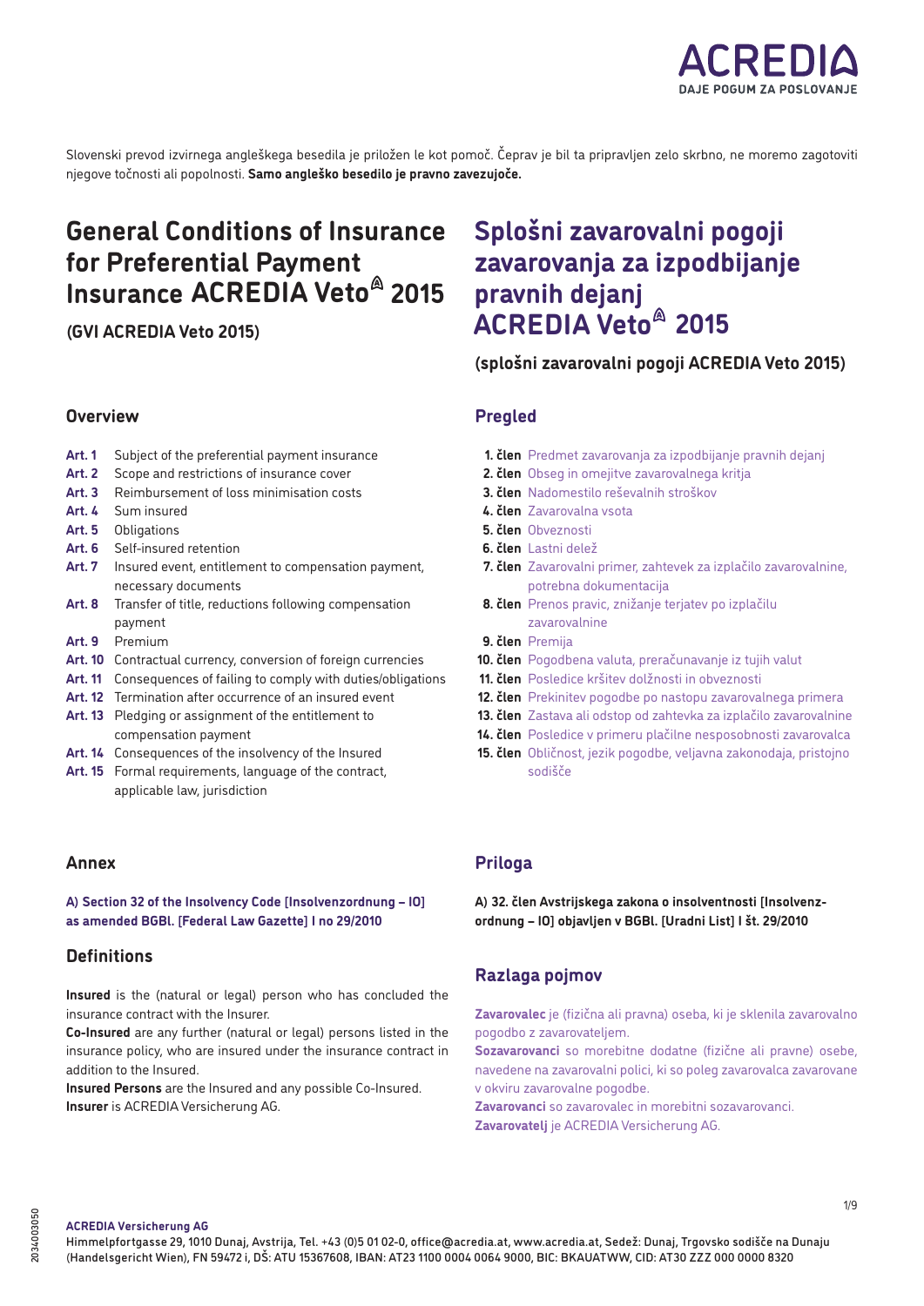Slovenski prevod izvirnega angleškega besedila je priložen le kot pomoč. Čeprav je bil ta pripravljen zelo skrbno, ne moremo zagotoviti njegove točnosti ali popolnosti. **Samo angleško besedilo je pravno zavezujoče.**

# General Conditions of Insurance for Preferential Payment Insurance ACREDIA Veto® 2015

**(GVI ACREDIA Veto 2015)**

## Overview

- **Art. 1** Subject of the preferential payment insurance
- **Art. 2** Scope and restrictions of insurance cover
- **Art. 3** Reimbursement of loss minimisation costs
- **Art. 4** Sum insured
- **Art. 5** Obligations
- **Art. 6** Self-insured retention
- **Art. 7** Insured event, entitlement to compensation payment, necessary documents
- **Art. 8** Transfer of title, reductions following compensation payment
- **Art. 9** Premium
- **Art. 10** Contractual currency, conversion of foreign currencies
- **Art. 11** Consequences of failing to comply with duties/obligations
- **Art. 12** Termination after occurrence of an insured event
- **Art. 13** Pledging or assignment of the entitlement to compensation payment
- **Art. 14** Consequences of the insolvency of the Insured
- **Art. 15** Formal requirements, language of the contract, applicable law, jurisdiction

## Annex

**A) Section 32 of the Insolvency Code [Insolvenzordnung – IO] as amended BGBl. [Federal Law Gazette] I no 29/2010**

## Definitions

**Insured** is the (natural or legal) person who has concluded the insurance contract with the Insurer.
**Co-Insured** are any further (natural or legal) persons listed in the insurance policy, who are insured under the insurance contract in addition to the Insured.
**Insured Persons** are the Insured and any possible Co-Insured.
**Insurer** is ACREDIA Versicherung AG.

# Splošni zavarovalni pogoji zavarovanja za izpodbijanje pravnih dejanj ACREDIA Veto® 2015

**(splošni zavarovalni pogoji ACREDIA Veto 2015)**

## Pregled

- **1. člen** Predmet zavarovanja za izpodbijanje pravnih dejanj
- **2. člen** Obseg in omejitve zavarovalnega kritja
- **3. člen** Nadomestilo reševalnih stroškov
- **4. člen** Zavarovalna vsota
- **5. člen** Obveznosti
- **6. člen** Lastni delež
- **7. člen** Zavarovalni primer, zahtevek za izplačilo zavarovalnine, potrebna dokumentacija
- **8. člen** Prenos pravic, znižanje terjatev po izplačilu zavarovalnine
- **9. člen** Premija
- **10. člen** Pogodbena valuta, preračunavanje iz tujih valut
- **11. člen** Posledice kršitev dolžnosti in obveznosti
- **12. člen** Prekinitev pogodbe po nastopu zavarovalnega primera
- **13. člen** Zastava ali odstop od zahtevka za izplačilo zavarovalnine
- **14. člen** Posledice v primeru plačilne nesposobnosti zavarovalca
- **15. člen** Obličnost, jezik pogodbe, veljavna zakonodaja, pristojno sodišče

## Priloga

**A) 32. člen Avstrijskega zakona o insolventnosti [Insolvenzordnung – IO] objavljen v BGBl. [Uradni List] I št. 29/2010**

## Razlaga pojmov

**Zavarovalec** je (fizična ali pravna) oseba, ki je sklenila zavarovalno pogodbo z zavarovateljem.
**Sozavarovanci** so morebitne dodatne (fizične ali pravne) osebe, navedene na zavarovalni polici, ki so poleg zavarovalca zavarovane v okviru zavarovalne pogodbe.
**Zavarovanci** so zavarovalec in morebitni sozavarovanci.
**Zavarovatelj** je ACREDIA Versicherung AG.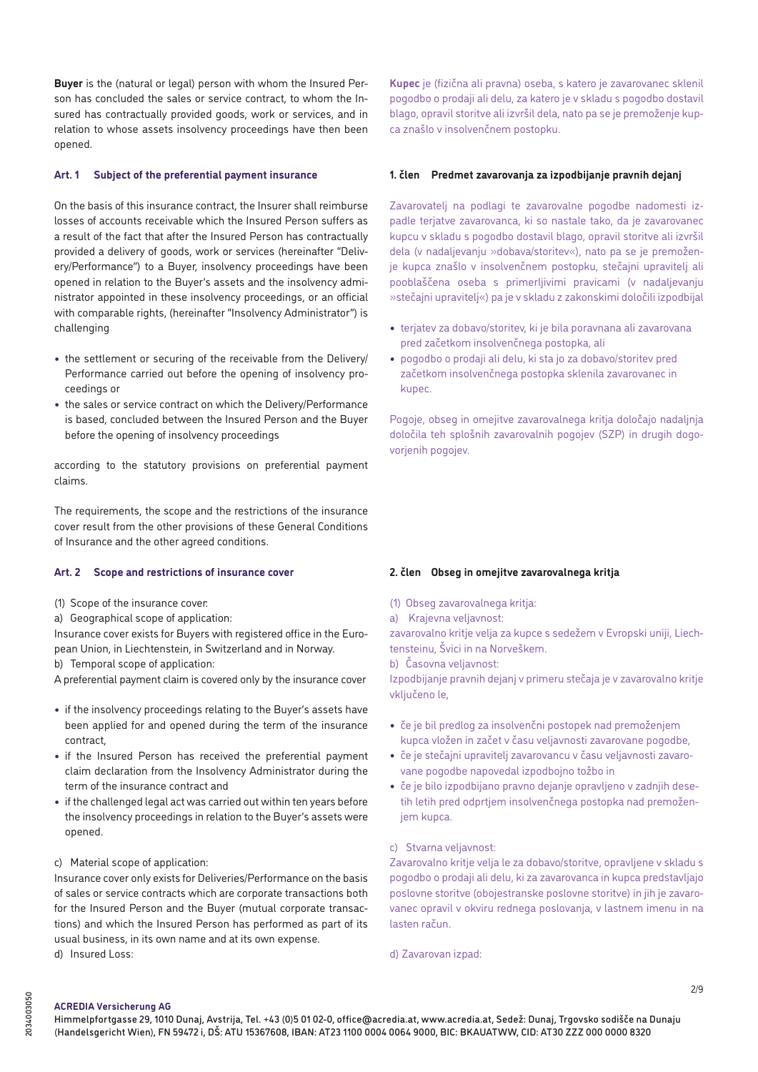**Buyer** is the (natural or legal) person with whom the Insured Person has concluded the sales or service contract, to whom the Insured has contractually provided goods, work or services, and in relation to whose assets insolvency proceedings have then been opened.

**Kupec** je (fizična ali pravna) oseba, s katero je zavarovanec sklenil pogodbo o prodaji ali delu, za katero je v skladu s pogodbo dostavil blago, opravil storitve ali izvršil dela, nato pa se je premoženje kupca znašlo v insolvenčnem postopku.

## Art. 1 Subject of the preferential payment insurance

On the basis of this insurance contract, the Insurer shall reimburse losses of accounts receivable which the Insured Person suffers as a result of the fact that after the Insured Person has contractually provided a delivery of goods, work or services (hereinafter "Delivery/Performance") to a Buyer, insolvency proceedings have been opened in relation to the Buyer's assets and the insolvency administrator appointed in these insolvency proceedings, or an official with comparable rights, (hereinafter "Insolvency Administrator") is challenging

- the settlement or securing of the receivable from the Delivery/Performance carried out before the opening of insolvency proceedings or
- the sales or service contract on which the Delivery/Performance is based, concluded between the Insured Person and the Buyer before the opening of insolvency proceedings

according to the statutory provisions on preferential payment claims.

The requirements, the scope and the restrictions of the insurance cover result from the other provisions of these General Conditions of Insurance and the other agreed conditions.

## 1. člen Predmet zavarovanja za izpodbijanje pravnih dejanj

Zavarovatelj na podlagi te zavarovalne pogodbe nadomesti izpadle terjatve zavarovanca, ki so nastale tako, da je zavarovanec kupcu v skladu s pogodbo dostavil blago, opravil storitve ali izvršil dela (v nadaljevanju »dobava/storitev«), nato pa se je premoženje kupca znašlo v insolvenčnem postopku, stečajni upravitelj ali pooblaščena oseba s primerljivimi pravicami (v nadaljevanju »stečajni upravitelj«) pa je v skladu z zakonskimi določili izpodbijal

- terjatev za dobavo/storitev, ki je bila poravnana ali zavarovana pred začetkom insolvenčnega postopka, ali
- pogodbo o prodaji ali delu, ki sta jo za dobavo/storitev pred začetkom insolvenčnega postopka sklenila zavarovanec in kupec.

Pogoje, obseg in omejitve zavarovalnega kritja določajo nadaljnja določila teh splošnih zavarovalnih pogojev (SZP) in drugih dogovorjenih pogojev.

## Art. 2 Scope and restrictions of insurance cover

(1) Scope of the insurance cover:

a) Geographical scope of application:

Insurance cover exists for Buyers with registered office in the European Union, in Liechtenstein, in Switzerland and in Norway.

b) Temporal scope of application:

A preferential payment claim is covered only by the insurance cover

- if the insolvency proceedings relating to the Buyer's assets have been applied for and opened during the term of the insurance contract,
- if the Insured Person has received the preferential payment claim declaration from the Insolvency Administrator during the term of the insurance contract and
- if the challenged legal act was carried out within ten years before the insolvency proceedings in relation to the Buyer's assets were opened.

c) Material scope of application:

Insurance cover only exists for Deliveries/Performance on the basis of sales or service contracts which are corporate transactions both for the Insured Person and the Buyer (mutual corporate transactions) and which the Insured Person has performed as part of its usual business, in its own name and at its own expense.

d) Insured Loss:

## 2. člen Obseg in omejitve zavarovalnega kritja

(1) Obseg zavarovalnega kritja:

a) Krajevna veljavnost:

zavarovalno kritje velja za kupce s sedežem v Evropski uniji, Liechtensteinu, Švici in na Norveškem.

b) Časovna veljavnost:

Izpodbijanje pravnih dejanj v primeru stečaja je v zavarovalno kritje vključeno le,

- če je bil predlog za insolvenčni postopek nad premoženjem kupca vložen in začet v času veljavnosti zavarovane pogodbe,
- če je stečajni upravitelj zavarovancu v času veljavnosti zavarovane pogodbe napovedal izpodbojno tožbo in
- če je bilo izpodbijano pravno dejanje opravljeno v zadnjih desetih letih pred odprtjem insolvenčnega postopka nad premoženjem kupca.

c) Stvarna veljavnost:

Zavarovalno kritje velja le za dobavo/storitve, opravljene v skladu s pogodbo o prodaji ali delu, ki za zavarovanca in kupca predstavljajo poslovne storitve (obojestranske poslovne storitve) in jih je zavarovanec opravil v okviru rednega poslovanja, v lastnem imenu in na lasten račun.

d) Zavarovan izpad: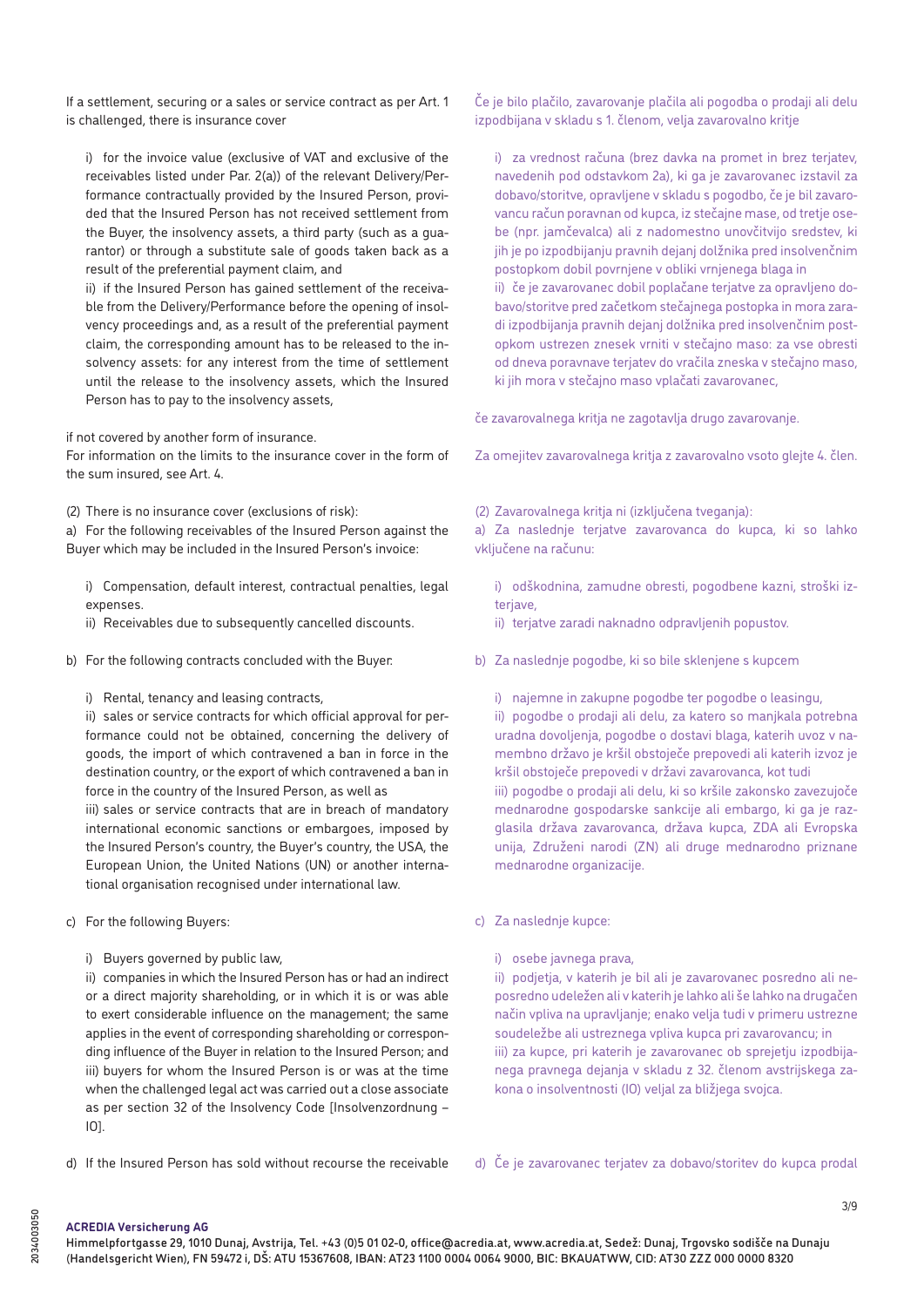If a settlement, securing or a sales or service contract as per Art. 1 is challenged, there is insurance cover

i) for the invoice value (exclusive of VAT and exclusive of the receivables listed under Par. 2(a)) of the relevant Delivery/Performance contractually provided by the Insured Person, provided that the Insured Person has not received settlement from the Buyer, the insolvency assets, a third party (such as a guarantor) or through a substitute sale of goods taken back as a result of the preferential payment claim, and

ii) if the Insured Person has gained settlement of the receivable from the Delivery/Performance before the opening of insolvency proceedings and, as a result of the preferential payment claim, the corresponding amount has to be released to the insolvency assets: for any interest from the time of settlement until the release to the insolvency assets, which the Insured Person has to pay to the insolvency assets,

if not covered by another form of insurance.

For information on the limits to the insurance cover in the form of the sum insured, see Art. 4.

(2) There is no insurance cover (exclusions of risk):

a) For the following receivables of the Insured Person against the Buyer which may be included in the Insured Person's invoice:

i) Compensation, default interest, contractual penalties, legal expenses.

ii) Receivables due to subsequently cancelled discounts.

b) For the following contracts concluded with the Buyer:

i) Rental, tenancy and leasing contracts,

ii) sales or service contracts for which official approval for performance could not be obtained, concerning the delivery of goods, the import of which contravened a ban in force in the destination country, or the export of which contravened a ban in force in the country of the Insured Person, as well as

iii) sales or service contracts that are in breach of mandatory international economic sanctions or embargoes, imposed by the Insured Person's country, the Buyer's country, the USA, the European Union, the United Nations (UN) or another international organisation recognised under international law.

c) For the following Buyers:

i) Buyers governed by public law,

ii) companies in which the Insured Person has or had an indirect or a direct majority shareholding, or in which it is or was able to exert considerable influence on the management; the same applies in the event of corresponding shareholding or corresponding influence of the Buyer in relation to the Insured Person; and

iii) buyers for whom the Insured Person is or was at the time when the challenged legal act was carried out a close associate as per section 32 of the Insolvency Code [Insolvenzordnung – IO].

d) If the Insured Person has sold without recourse the receivable

Če je bilo plačilo, zavarovanje plačila ali pogodba o prodaji ali delu izpodbijana v skladu s 1. členom, velja zavarovalno kritje

i) za vrednost računa (brez davka na promet in brez terjatev, navedenih pod odstavkom 2a), ki ga je zavarovanec izstavil za dobavo/storitve, opravljene v skladu s pogodbo, če je bil zavarovancu račun poravnan od kupca, iz stečajne mase, od tretje osebe (npr. jamčevalca) ali z nadomestno unovčitvijo sredstev, ki jih je po izpodbijanju pravnih dejanj dolžnika pred insolvenčnim postopkom dobil povrnjene v obliki vrnjenega blaga in

ii) če je zavarovanec dobil poplačane terjatve za opravljeno dobavo/storitve pred začetkom stečajnega postopka in mora zaradi izpodbijanja pravnih dejanj dolžnika pred insolvenčnim postopkom ustrezen znesek vrniti v stečajno maso: za vse obresti od dneva poravnave terjatev do vračila zneska v stečajno maso, ki jih mora v stečajno maso vplačati zavarovanec,

če zavarovalnega kritja ne zagotavlja drugo zavarovanje.

Za omejitev zavarovalnega kritja z zavarovalno vsoto glejte 4. člen.

(2) Zavarovalnega kritja ni (izključena tveganja):

a) Za naslednje terjatve zavarovanca do kupca, ki so lahko vključene na računu:

i) odškodnina, zamudne obresti, pogodbene kazni, stroški izterjave,

ii) terjatve zaradi naknadno odpravljenih popustov.

b) Za naslednje pogodbe, ki so bile sklenjene s kupcem

i) najemne in zakupne pogodbe ter pogodbe o leasingu,

ii) pogodbe o prodaji ali delu, za katero so manjkala potrebna uradna dovoljenja, pogodbe o dostavi blaga, katerih uvoz v namembno državo je kršil obstoječe prepovedi ali katerih izvoz je kršil obstoječe prepovedi v državi zavarovanca, kot tudi

iii) pogodbe o prodaji ali delu, ki so kršile zakonsko zavezujoče mednarodne gospodarske sankcije ali embargo, ki ga je razglasila država zavarovanca, država kupca, ZDA ali Evropska unija, Združeni narodi (ZN) ali druge mednarodno priznane mednarodne organizacije.

c) Za naslednje kupce:

i) osebe javnega prava,

ii) podjetja, v katerih je bil ali je zavarovanec posredno ali neposredno udeležen ali v katerih je lahko ali še lahko na drugačen način vpliva na upravljanje; enako velja tudi v primeru ustrezne soudeležbe ali ustreznega vpliva kupca pri zavarovancu; in

iii) za kupce, pri katerih je zavarovanec ob sprejetju izpodbijanega pravnega dejanja v skladu z 32. členom avstrijskega zakona o insolventnosti (IO) veljal za bližjega svojca.

d) Če je zavarovanec terjatev za dobavo/storitev do kupca prodal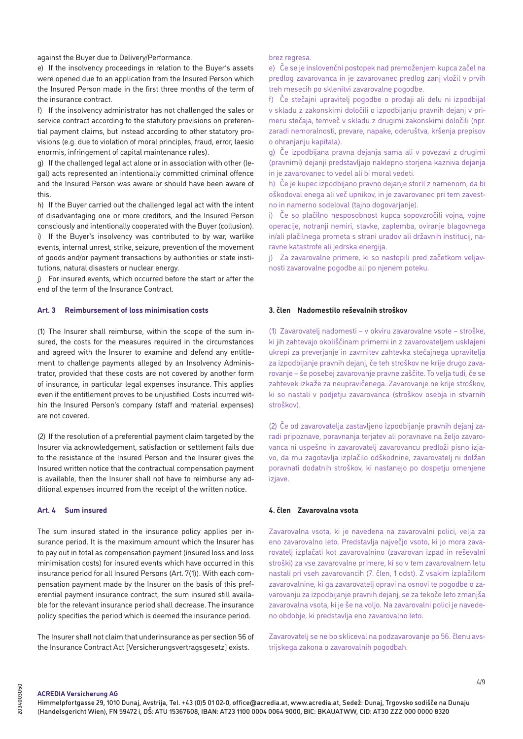against the Buyer due to Delivery/Performance.

e) If the insolvency proceedings in relation to the Buyer's assets were opened due to an application from the Insured Person which the Insured Person made in the first three months of the term of the insurance contract.

f) If the insolvency administrator has not challenged the sales or service contract according to the statutory provisions on preferential payment claims, but instead according to other statutory provisions (e.g. due to violation of moral principles, fraud, error, laesio enormis, infringement of capital maintenance rules).

g) If the challenged legal act alone or in association with other (legal) acts represented an intentionally committed criminal offence and the Insured Person was aware or should have been aware of this.

h) If the Buyer carried out the challenged legal act with the intent of disadvantaging one or more creditors, and the Insured Person consciously and intentionally cooperated with the Buyer (collusion).

i) If the Buyer's insolvency was contributed to by war, warlike events, internal unrest, strike, seizure, prevention of the movement of goods and/or payment transactions by authorities or state institutions, natural disasters or nuclear energy.

j) For insured events, which occurred before the start or after the end of the term of the Insurance Contract.

### Art. 3 Reimbursement of loss minimisation costs

(1) The Insurer shall reimburse, within the scope of the sum insured, the costs for the measures required in the circumstances and agreed with the Insurer to examine and defend any entitlement to challenge payments alleged by an Insolvency Administrator, provided that these costs are not covered by another form of insurance, in particular legal expenses insurance. This applies even if the entitlement proves to be unjustified. Costs incurred within the Insured Person's company (staff and material expenses) are not covered.

(2) If the resolution of a preferential payment claim targeted by the Insurer via acknowledgement, satisfaction or settlement fails due to the resistance of the Insured Person and the Insurer gives the Insured written notice that the contractual compensation payment is available, then the Insurer shall not have to reimburse any additional expenses incurred from the receipt of the written notice.

### Art. 4 Sum insured

The sum insured stated in the insurance policy applies per insurance period. It is the maximum amount which the Insurer has to pay out in total as compensation payment (insured loss and loss minimisation costs) for insured events which have occurred in this insurance period for all Insured Persons (Art. 7(1)). With each compensation payment made by the Insurer on the basis of this preferential payment insurance contract, the sum insured still available for the relevant insurance period shall decrease. The insurance policy specifies the period which is deemed the insurance period.

The Insurer shall not claim that underinsurance as per section 56 of the Insurance Contract Act [Versicherungsvertragsgesetz] exists.

brez regresa.

e) Če se je insolvenčni postopek nad premoženjem kupca začel na predlog zavarovanca in je zavarovanec predlog zanj vložil v prvih treh mesecih po sklenitvi zavarovalne pogodbe.

f) Če stečajni upravitelj pogodbe o prodaji ali delu ni izpodbijal v skladu z zakonskimi določili o izpodbijanju pravnih dejanj v primeru stečaja, temveč v skladu z drugimi zakonskimi določili (npr. zaradi nemoralnosti, prevare, napake, oderuštva, kršenja prepisov o ohranjanju kapitala).

g) Če izpodbijana pravna dejanja sama ali v povezavi z drugimi (pravnimi) dejanji predstavljajo naklepno storjena kazniva dejanja in je zavarovanec to vedel ali bi moral vedeti.

h) Če je kupec izpodbijano pravno dejanje storil z namenom, da bi oškodoval enega ali več upnikov, in je zavarovanec pri tem zavestno in namerno sodeloval (tajno dogovarjanje).

i) Če so plačilno nesposobnost kupca sopovzročili vojna, vojne operacije, notranji nemiri, stavke, zaplemba, oviranje blagovnega in/ali plačilnega prometa s strani uradov ali državnih institucij, naravne katastrofe ali jedrska energija.

j) Za zavarovalne primere, ki so nastopili pred začetkom veljavnosti zavarovalne pogodbe ali po njenem poteku.

### 3. člen Nadomestilo reševalnih stroškov

(1) Zavarovatelj nadomesti – v okviru zavarovalne vsote – stroške, ki jih zahtevajo okoliščinam primerni in z zavarovateljem usklajeni ukrepi za preverjanje in zavrnitev zahtevka stečajnega upravitelja za izpodbijanje pravnih dejanj, če teh stroškov ne krije drugo zavarovanje – še posebej zavarovanje pravne zaščite. To velja tudi, če se zahtevek izkaže za neupravičenega. Zavarovanje ne krije stroškov, ki so nastali v podjetju zavarovanca (stroškov osebja in stvarnih stroškov).

(2) Če od zavarovatelja zastavljeno izpodbijanje pravnih dejanj zaradi pripoznave, poravnanja terjatev ali poravnave na željo zavarovanca ni uspešno in zavarovatelj zavarovancu predloži pisno izjavo, da mu zagotavlja izplačilo odškodnine, zavarovatelj ni dolžan poravnati dodatnih stroškov, ki nastanejo po dospetju omenjene izjave.

### 4. člen Zavarovalna vsota

Zavarovalna vsota, ki je navedena na zavarovalni polici, velja za eno zavarovalno leto. Predstavlja največjo vsoto, ki jo mora zavarovatelj izplačati kot zavarovalnino (zavarovan izpad in reševalni stroški) za vse zavarovalne primere, ki so v tem zavarovalnem letu nastali pri vseh zavarovancih (7. člen, 1 odst). Z vsakim izplačilom zavarovalnine, ki ga zavarovatelj opravi na osnovi te pogodbe o zavarovanju za izpodbijanje pravnih dejanj, se za tekoče leto zmanjša zavarovalna vsota, ki je še na voljo. Na zavarovalni polici je navedeno obdobje, ki predstavlja eno zavarovalno leto.

Zavarovatelj se ne bo skliceval na podzavarovanje po 56. členu avstrijskega zakona o zavarovalnih pogodbah.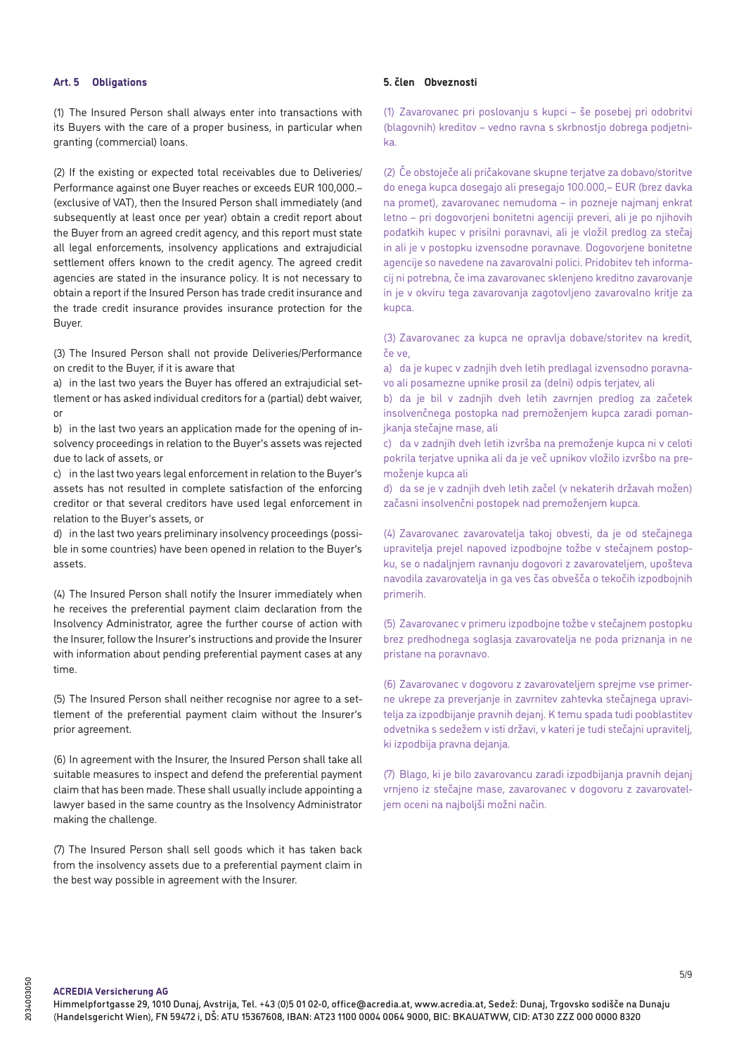## Art. 5 Obligations

(1) The Insured Person shall always enter into transactions with its Buyers with the care of a proper business, in particular when granting (commercial) loans.

(2) If the existing or expected total receivables due to Deliveries/Performance against one Buyer reaches or exceeds EUR 100,000.– (exclusive of VAT), then the Insured Person shall immediately (and subsequently at least once per year) obtain a credit report about the Buyer from an agreed credit agency, and this report must state all legal enforcements, insolvency applications and extrajudicial settlement offers known to the credit agency. The agreed credit agencies are stated in the insurance policy. It is not necessary to obtain a report if the Insured Person has trade credit insurance and the trade credit insurance provides insurance protection for the Buyer.

(3) The Insured Person shall not provide Deliveries/Performance on credit to the Buyer, if it is aware that

a) in the last two years the Buyer has offered an extrajudicial settlement or has asked individual creditors for a (partial) debt waiver, or

b) in the last two years an application made for the opening of insolvency proceedings in relation to the Buyer's assets was rejected due to lack of assets, or

c) in the last two years legal enforcement in relation to the Buyer's assets has not resulted in complete satisfaction of the enforcing creditor or that several creditors have used legal enforcement in relation to the Buyer's assets, or

d) in the last two years preliminary insolvency proceedings (possible in some countries) have been opened in relation to the Buyer's assets.

(4) The Insured Person shall notify the Insurer immediately when he receives the preferential payment claim declaration from the Insolvency Administrator, agree the further course of action with the Insurer, follow the Insurer's instructions and provide the Insurer with information about pending preferential payment cases at any time.

(5) The Insured Person shall neither recognise nor agree to a settlement of the preferential payment claim without the Insurer's prior agreement.

(6) In agreement with the Insurer, the Insured Person shall take all suitable measures to inspect and defend the preferential payment claim that has been made. These shall usually include appointing a lawyer based in the same country as the Insolvency Administrator making the challenge.

(7) The Insured Person shall sell goods which it has taken back from the insolvency assets due to a preferential payment claim in the best way possible in agreement with the Insurer.

## 5. člen Obveznosti

(1) Zavarovanec pri poslovanju s kupci – še posebej pri odobritvi (blagovnih) kreditov – vedno ravna s skrbnostjo dobrega podjetnika.

(2) Če obstoječe ali pričakovane skupne terjatve za dobavo/storitve do enega kupca dosegajo ali presegajo 100.000,– EUR (brez davka na promet), zavarovanec nemudoma – in pozneje najmanj enkrat letno – pri dogovorjeni bonitetni agenciji preveri, ali je po njihovih podatkih kupec v prisilni poravnavi, ali je vložil predlog za stečaj in ali je v postopku izvensodne poravnave. Dogovorjene bonitetne agencije so navedene na zavarovalni polici. Pridobitev teh informacij ni potrebna, če ima zavarovanec sklenjeno kreditno zavarovanje in je v okviru tega zavarovanja zagotovljeno zavarovalno kritje za kupca.

(3) Zavarovanec za kupca ne opravlja dobave/storitev na kredit, če ve,

a) da je kupec v zadnjih dveh letih predlagal izvensodno poravnavo ali posamezne upnike prosil za (delni) odpis terjatev, ali

b) da je bil v zadnjih dveh letih zavrnjen predlog za začetek insolvenčnega postopka nad premoženjem kupca zaradi pomanjkanja stečajne mase, ali

c) da v zadnjih dveh letih izvršba na premoženje kupca ni v celoti pokrila terjatve upnika ali da je več upnikov vložilo izvršbo na premoženje kupca ali

d) da se je v zadnjih dveh letih začel (v nekaterih državah možen) začasni insolvenčni postopek nad premoženjem kupca.

(4) Zavarovanec zavarovatelja takoj obvesti, da je od stečajnega upravitelja prejel napoved izpodbojne tožbe v stečajnem postopku, se o nadaljnjem ravnanju dogovori z zavarovateljem, upošteva navodila zavarovatelja in ga ves čas obvešča o tekočih izpodbojnih primerih.

(5) Zavarovanec v primeru izpodbojne tožbe v stečajnem postopku brez predhodnega soglasja zavarovatelja ne poda priznanja in ne pristane na poravnavo.

(6) Zavarovanec v dogovoru z zavarovateljem sprejme vse primerne ukrepe za preverjanje in zavrnitev zahtevka stečajnega upravitelja za izpodbijanje pravnih dejanj. K temu spada tudi pooblastitev odvetnika s sedežem v isti državi, v kateri je tudi stečajni upravitelj, ki izpodbija pravna dejanja.

(7) Blago, ki je bilo zavarovancu zaradi izpodbijanja pravnih dejanj vrnjeno iz stečajne mase, zavarovanec v dogovoru z zavarovateljem oceni na najboljši možni način.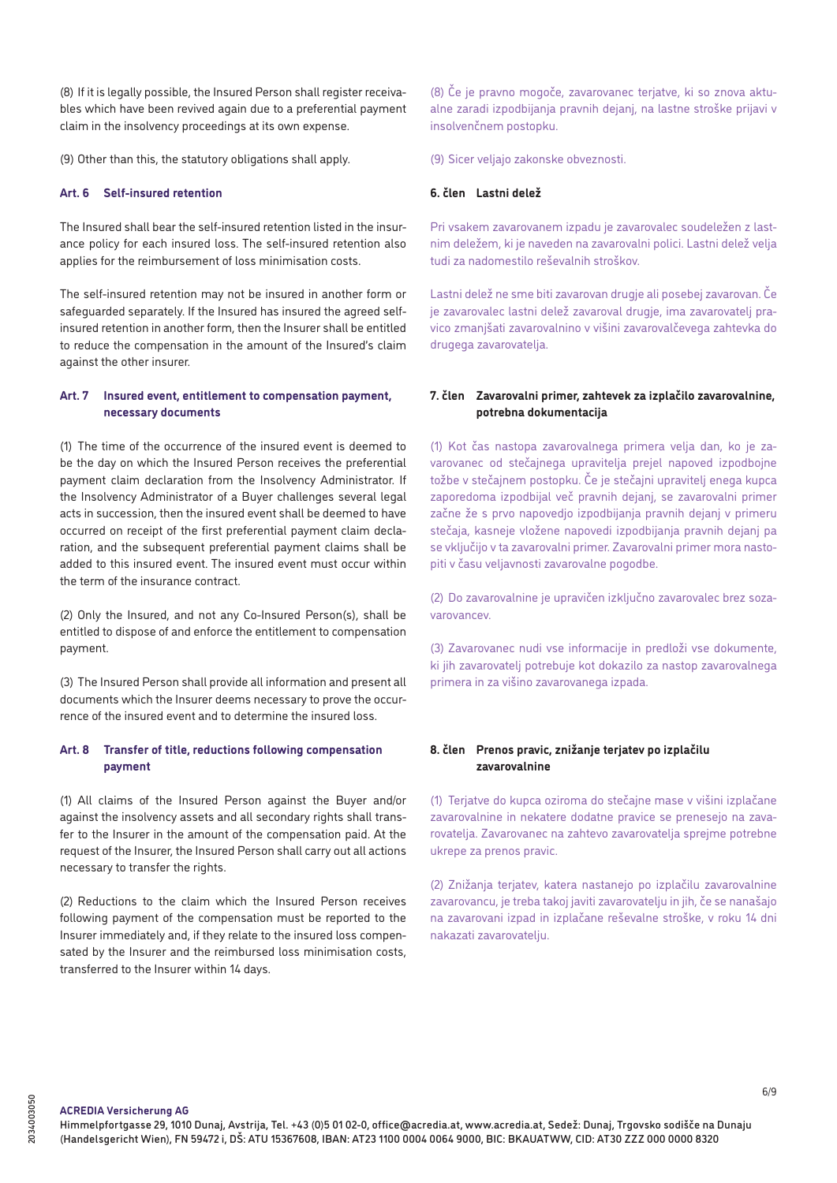(8) If it is legally possible, the Insured Person shall register receivables which have been revived again due to a preferential payment claim in the insolvency proceedings at its own expense.

(9) Other than this, the statutory obligations shall apply.

### Art. 6 Self-insured retention

The Insured shall bear the self-insured retention listed in the insurance policy for each insured loss. The self-insured retention also applies for the reimbursement of loss minimisation costs.

The self-insured retention may not be insured in another form or safeguarded separately. If the Insured has insured the agreed self-insured retention in another form, then the Insurer shall be entitled to reduce the compensation in the amount of the Insured's claim against the other insurer.

### Art. 7 Insured event, entitlement to compensation payment, necessary documents

(1) The time of the occurrence of the insured event is deemed to be the day on which the Insured Person receives the preferential payment claim declaration from the Insolvency Administrator. If the Insolvency Administrator of a Buyer challenges several legal acts in succession, then the insured event shall be deemed to have occurred on receipt of the first preferential payment claim declaration, and the subsequent preferential payment claims shall be added to this insured event. The insured event must occur within the term of the insurance contract.

(2) Only the Insured, and not any Co-Insured Person(s), shall be entitled to dispose of and enforce the entitlement to compensation payment.

(3) The Insured Person shall provide all information and present all documents which the Insurer deems necessary to prove the occurrence of the insured event and to determine the insured loss.

### Art. 8 Transfer of title, reductions following compensation payment

(1) All claims of the Insured Person against the Buyer and/or against the insolvency assets and all secondary rights shall transfer to the Insurer in the amount of the compensation paid. At the request of the Insurer, the Insured Person shall carry out all actions necessary to transfer the rights.

(2) Reductions to the claim which the Insured Person receives following payment of the compensation must be reported to the Insurer immediately and, if they relate to the insured loss compensated by the Insurer and the reimbursed loss minimisation costs, transferred to the Insurer within 14 days.

(8) Če je pravno mogoče, zavarovanec terjatve, ki so znova aktualne zaradi izpodbijanja pravnih dejanj, na lastne stroške prijavi v insolvenčnem postopku.

(9) Sicer veljajo zakonske obveznosti.

### 6. člen Lastni delež

Pri vsakem zavarovanem izpadu je zavarovalec soudeležen z lastnim deležem, ki je naveden na zavarovalni polici. Lastni delež velja tudi za nadomestilo reševalnih stroškov.

Lastni delež ne sme biti zavarovan drugje ali posebej zavarovan. Če je zavarovalec lastni delež zavaroval drugje, ima zavarovatelj pravico zmanjšati zavarovalnino v višini zavarovalčevega zahtevka do drugega zavarovatelja.

### 7. člen Zavarovalni primer, zahtevek za izplačilo zavarovalnine, potrebna dokumentacija

(1) Kot čas nastopa zavarovalnega primera velja dan, ko je zavarovanec od stečajnega upravitelja prejel napoved izpodbojne tožbe v stečajnem postopku. Če je stečajni upravitelj enega kupca zaporedoma izpodbijal več pravnih dejanj, se zavarovalni primer začne že s prvo napovedjo izpodbijanja pravnih dejanj v primeru stečaja, kasneje vložene napovedi izpodbijanja pravnih dejanj pa se vključijo v ta zavarovalni primer. Zavarovalni primer mora nastopiti v času veljavnosti zavarovalne pogodbe.

(2) Do zavarovalnine je upravičen izključno zavarovalec brez sozavarovancev.

(3) Zavarovanec nudi vse informacije in predloži vse dokumente, ki jih zavarovatelj potrebuje kot dokazilo za nastop zavarovalnega primera in za višino zavarovanega izpada.

### 8. člen Prenos pravic, znižanje terjatev po izplačilu zavarovalnine

(1) Terjatve do kupca oziroma do stečajne mase v višini izplačane zavarovalnine in nekatere dodatne pravice se prenesejo na zavarovatelja. Zavarovanec na zahtevo zavarovatelja sprejme potrebne ukrepe za prenos pravic.

(2) Znižanja terjatev, katera nastanejo po izplačilu zavarovalnine zavarovancu, je treba takoj javiti zavarovatelju in jih, če se nanašajo na zavarovani izpad in izplačane reševalne stroške, v roku 14 dni nakazati zavarovatelju.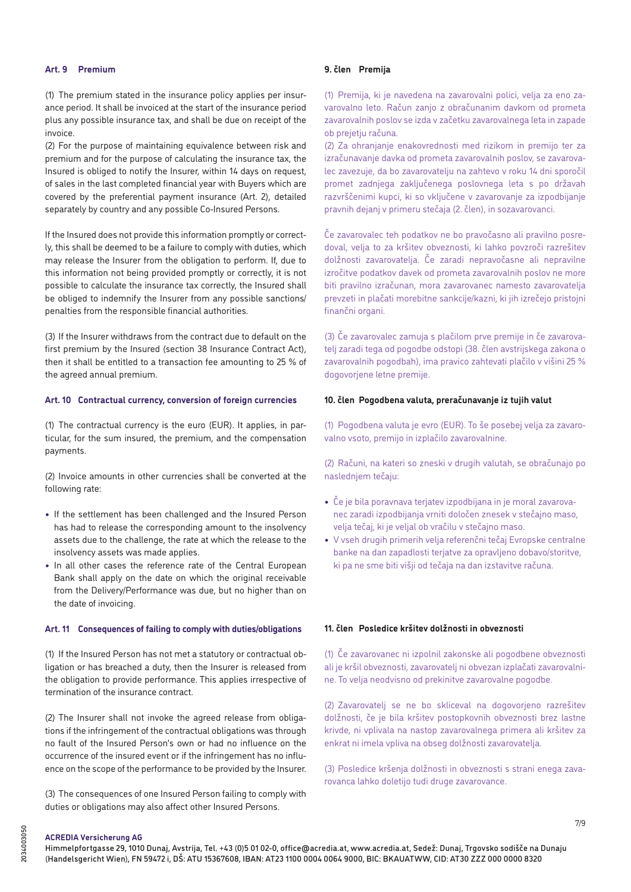## Art. 9 Premium

(1) The premium stated in the insurance policy applies per insurance period. It shall be invoiced at the start of the insurance period plus any possible insurance tax, and shall be due on receipt of the invoice.

(2) For the purpose of maintaining equivalence between risk and premium and for the purpose of calculating the insurance tax, the Insured is obliged to notify the Insurer, within 14 days on request, of sales in the last completed financial year with Buyers which are covered by the preferential payment insurance (Art. 2), detailed separately by country and any possible Co-Insured Persons.

If the Insured does not provide this information promptly or correctly, this shall be deemed to be a failure to comply with duties, which may release the Insurer from the obligation to perform. If, due to this information not being provided promptly or correctly, it is not possible to calculate the insurance tax correctly, the Insured shall be obliged to indemnify the Insurer from any possible sanctions/penalties from the responsible financial authorities.

(3) If the Insurer withdraws from the contract due to default on the first premium by the Insured (section 38 Insurance Contract Act), then it shall be entitled to a transaction fee amounting to 25 % of the agreed annual premium.

## Art. 10 Contractual currency, conversion of foreign currencies

(1) The contractual currency is the euro (EUR). It applies, in particular, for the sum insured, the premium, and the compensation payments.

(2) Invoice amounts in other currencies shall be converted at the following rate:

- If the settlement has been challenged and the Insured Person has had to release the corresponding amount to the insolvency assets due to the challenge, the rate at which the release to the insolvency assets was made applies.
- In all other cases the reference rate of the Central European Bank shall apply on the date on which the original receivable from the Delivery/Performance was due, but no higher than on the date of invoicing.

## Art. 11 Consequences of failing to comply with duties/obligations

(1) If the Insured Person has not met a statutory or contractual obligation or has breached a duty, then the Insurer is released from the obligation to provide performance. This applies irrespective of termination of the insurance contract.

(2) The Insurer shall not invoke the agreed release from obligations if the infringement of the contractual obligations was through no fault of the Insured Person's own or had no influence on the occurrence of the insured event or if the infringement has no influence on the scope of the performance to be provided by the Insurer.

(3) The consequences of one Insured Person failing to comply with duties or obligations may also affect other Insured Persons.

## 9. člen Premija

(1) Premija, ki je navedena na zavarovalni polici, velja za eno zavarovalno leto. Račun zanjo z obračunanim davkom od prometa zavarovalnih poslov se izda v začetku zavarovalnega leta in zapade ob prejetju računa.

(2) Za ohranjanje enakovrednosti med rizikom in premijo ter za izračunavanje davka od prometa zavarovalnih poslov, se zavarovalec zavezuje, da bo zavarovatelju na zahtevo v roku 14 dni sporočil promet zadnjega zaključenega poslovnega leta s po državah razvrščenimi kupci, ki so vključene v zavarovanje za izpodbijanje pravnih dejanj v primeru stečaja (2. člen), in sozavarovanci.

Če zavarovalec teh podatkov ne bo pravočasno ali pravilno posredoval, velja to za kršitev obveznosti, ki lahko povzroči razrešitev dolžnosti zavarovatelja. Če zaradi nepravočasne ali nepravilne izročitve podatkov davek od prometa zavarovalnih poslov ne more biti pravilno izračunan, mora zavarovanec namesto zavarovatelja prevzeti in plačati morebitne sankcije/kazni, ki jih izrečejo pristojni finančni organi.

(3) Če zavarovalec zamuja s plačilom prve premije in če zavarovatelj zaradi tega od pogodbe odstopi (38. člen avstrijskega zakona o zavarovalnih pogodbah), ima pravico zahtevati plačilo v višini 25 % dogovorjene letne premije.

## 10. člen Pogodbena valuta, preračunavanje iz tujih valut

(1) Pogodbena valuta je evro (EUR). To še posebej velja za zavarovalno vsoto, premijo in izplačilo zavarovalnine.

(2) Računi, na kateri so zneski v drugih valutah, se obračunajo po naslednjem tečaju:

- Če je bila poravnava terjatev izpodbijana in je moral zavarovanec zaradi izpodbijanja vrniti določen znesek v stečajno maso, velja tečaj, ki je veljal ob vračilu v stečajno maso.
- V vseh drugih primerih velja referenčni tečaj Evropske centralne banke na dan zapadlosti terjatve za opravljeno dobavo/storitve, ki pa ne sme biti višji od tečaja na dan izstavitve računa.

## 11. člen Posledice kršitev dolžnosti in obveznosti

(1) Če zavarovanec ni izpolnil zakonske ali pogodbene obveznosti ali je kršil obveznosti, zavarovatelj ni obvezan izplačati zavarovalnine. To velja neodvisno od prekinitve zavarovalne pogodbe.

(2) Zavarovatelj se ne bo skliceval na dogovorjeno razrešitev dolžnosti, če je bila kršitev postopkovnih obveznosti brez lastne krivde, ni vplivala na nastop zavarovalnega primera ali kršitev za enkrat ni imela vpliva na obseg dolžnosti zavarovatelja.

(3) Posledice kršenja dolžnosti in obveznosti s strani enega zavarovanca lahko doletijo tudi druge zavarovance.

**ACREDIA Versicherung AG**
Himmelpfortgasse 29, 1010 Dunaj, Avstrija, Tel. +43 (0)5 01 02-0, office@acredia.at, www.acredia.at, Sedež: Dunaj, Trgovsko sodišče na Dunaju (Handelsgericht Wien), FN 59472 i, DŠ: ATU 15367608, IBAN: AT23 1100 0004 0064 9000, BIC: BKAUATWW, CID: AT30 ZZZ 000 0000 8320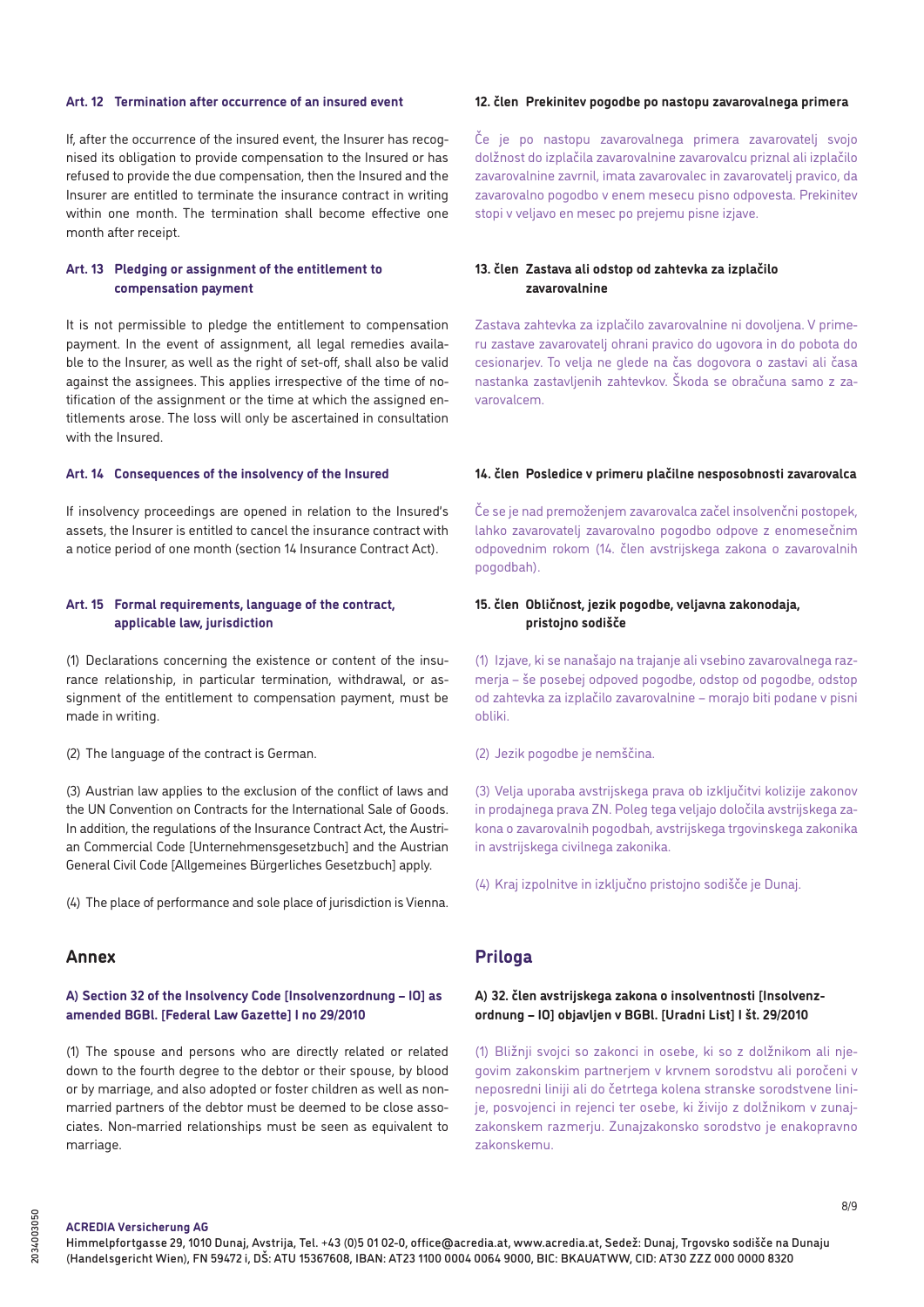### Art. 12 Termination after occurrence of an insured event

If, after the occurrence of the insured event, the Insurer has recognised its obligation to provide compensation to the Insured or has refused to provide the due compensation, then the Insured and the Insurer are entitled to terminate the insurance contract in writing within one month. The termination shall become effective one month after receipt.

### Art. 13 Pledging or assignment of the entitlement to compensation payment

It is not permissible to pledge the entitlement to compensation payment. In the event of assignment, all legal remedies available to the Insurer, as well as the right of set-off, shall also be valid against the assignees. This applies irrespective of the time of notification of the assignment or the time at which the assigned entitlements arose. The loss will only be ascertained in consultation with the Insured.

### Art. 14 Consequences of the insolvency of the Insured

If insolvency proceedings are opened in relation to the Insured's assets, the Insurer is entitled to cancel the insurance contract with a notice period of one month (section 14 Insurance Contract Act).

### Art. 15 Formal requirements, language of the contract, applicable law, jurisdiction

(1) Declarations concerning the existence or content of the insurance relationship, in particular termination, withdrawal, or assignment of the entitlement to compensation payment, must be made in writing.

(2) The language of the contract is German.

(3) Austrian law applies to the exclusion of the conflict of laws and the UN Convention on Contracts for the International Sale of Goods. In addition, the regulations of the Insurance Contract Act, the Austrian Commercial Code [Unternehmensgesetzbuch] and the Austrian General Civil Code [Allgemeines Bürgerliches Gesetzbuch] apply.

(4) The place of performance and sole place of jurisdiction is Vienna.

## Annex

### A) Section 32 of the Insolvency Code [Insolvenzordnung – IO] as amended BGBl. [Federal Law Gazette] I no 29/2010

(1) The spouse and persons who are directly related or related down to the fourth degree to the debtor or their spouse, by blood or by marriage, and also adopted or foster children as well as non-married partners of the debtor must be deemed to be close associates. Non-married relationships must be seen as equivalent to marriage.

### 12. člen Prekinitev pogodbe po nastopu zavarovalnega primera

Če je po nastopu zavarovalnega primera zavarovatelj svojo dolžnost do izplačila zavarovalnine zavarovalcu priznal ali izplačilo zavarovalnine zavrnil, imata zavarovalec in zavarovatelj pravico, da zavarovalno pogodbo v enem mesecu pisno odpovesta. Prekinitev stopi v veljavo en mesec po prejemu pisne izjave.

### 13. člen Zastava ali odstop od zahtevka za izplačilo zavarovalnine

Zastava zahtevka za izplačilo zavarovalnine ni dovoljena. V primeru zastave zavarovatelj ohrani pravico do ugovora in do pobota do cesionarjev. To velja ne glede na čas dogovora o zastavi ali časa nastanka zastavljenih zahtevkov. Škoda se obračuna samo z zavarovalcem.

### 14. člen Posledice v primeru plačilne nesposobnosti zavarovalca

Če se je nad premoženjem zavarovalca začel insolvenčni postopek, lahko zavarovatelj zavarovalno pogodbo odpove z enomesečnim odpovednim rokom (14. člen avstrijskega zakona o zavarovalnih pogodbah).

### 15. člen Obličnost, jezik pogodbe, veljavna zakonodaja, pristojno sodišče

(1) Izjave, ki se nanašajo na trajanje ali vsebino zavarovalnega razmerja – še posebej odpoved pogodbe, odstop od pogodbe, odstop od zahtevka za izplačilo zavarovalnine – morajo biti podane v pisni obliki.

(2) Jezik pogodbe je nemščina.

(3) Velja uporaba avstrijskega prava ob izključitvi kolizije zakonov in prodajnega prava ZN. Poleg tega veljajo določila avstrijskega zakona o zavarovalnih pogodbah, avstrijskega trgovinskega zakonika in avstrijskega civilnega zakonika.

(4) Kraj izpolnitve in izključno pristojno sodišče je Dunaj.

## Priloga

### A) 32. člen avstrijskega zakona o insolventnosti [Insolvenzordnung – IO] objavljen v BGBl. [Uradni List] I št. 29/2010

(1) Bližnji svojci so zakonci in osebe, ki so z dolžnikom ali njegovim zakonskim partnerjem v krvnem sorodstvu ali poročeni v neposredni liniji ali do četrtega kolena stranske sorodstvene linije, posvojenci in rejenci ter osebe, ki živijo z dolžnikom v zunajzakonskem razmerju. Zunajzakonsko sorodstvo je enakopravno zakonskemu.

**ACREDIA Versicherung AG**
Himmelpfortgasse 29, 1010 Dunaj, Avstrija, Tel. +43 (0)5 01 02-0, office@acredia.at, www.acredia.at, Sedež: Dunaj, Trgovsko sodišče na Dunaju (Handelsgericht Wien), FN 59472 i, DŠ: ATU 15367608, IBAN: AT23 1100 0004 0064 9000, BIC: BKAUATWW, CID: AT30 ZZZ 000 0000 8320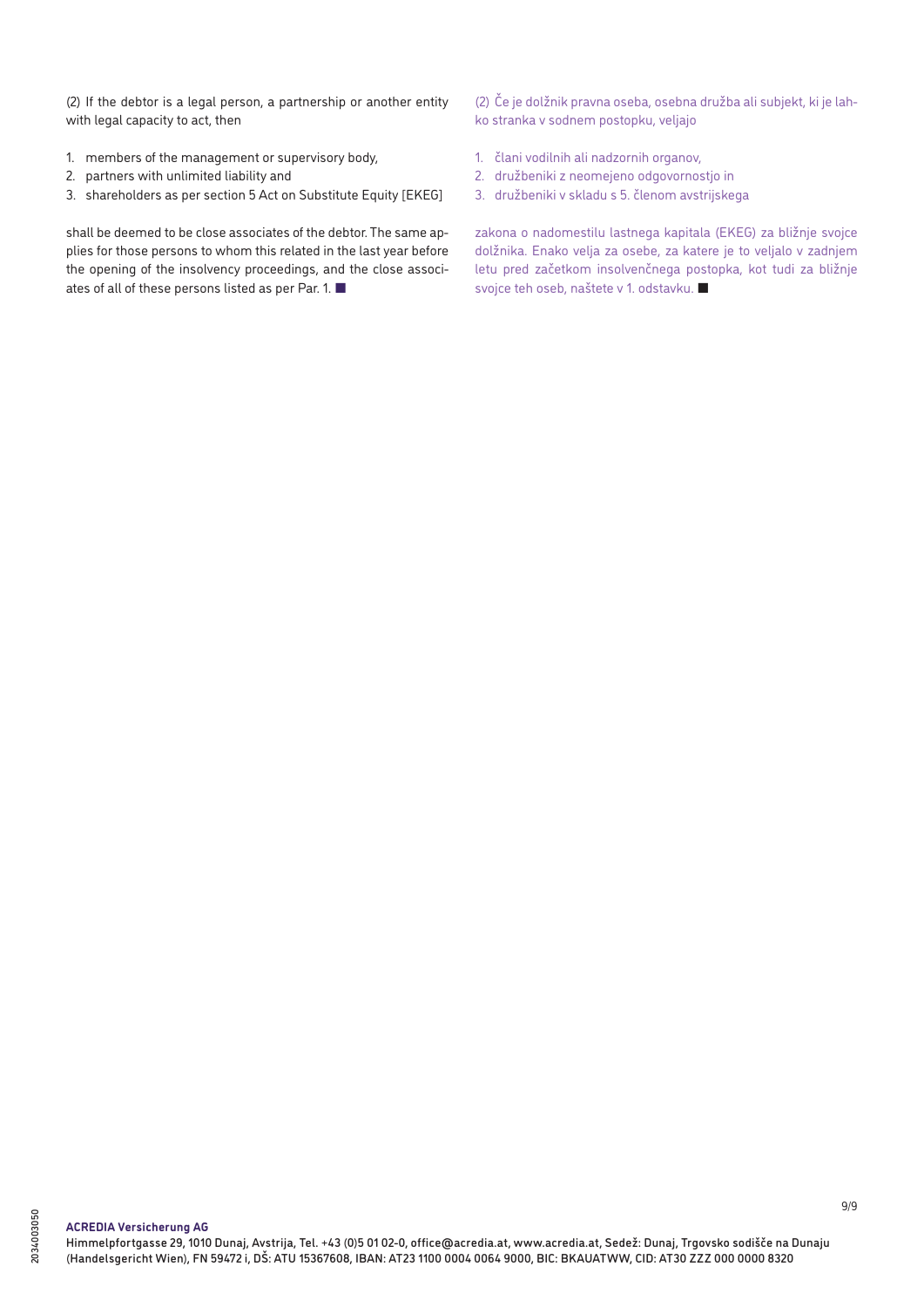(2) If the debtor is a legal person, a partnership or another entity with legal capacity to act, then

1. members of the management or supervisory body,
2. partners with unlimited liability and
3. shareholders as per section 5 Act on Substitute Equity [EKEG]

shall be deemed to be close associates of the debtor. The same applies for those persons to whom this related in the last year before the opening of the insolvency proceedings, and the close associates of all of these persons listed as per Par. 1. ■

(2) Če je dolžnik pravna oseba, osebna družba ali subjekt, ki je lahko stranka v sodnem postopku, veljajo

1. člani vodilnih ali nadzornih organov,
2. družbeniki z neomejeno odgovornostjo in
3. družbeniki v skladu s 5. členom avstrijskega

zakona o nadomestilu lastnega kapitala (EKEG) za bližnje svojce dolžnika. Enako velja za osebe, za katere je to veljalo v zadnjem letu pred začetkom insolvenčnega postopka, kot tudi za bližnje svojce teh oseb, naštete v 1. odstavku. ■

**ACREDIA Versicherung AG**
Himmelpfortgasse 29, 1010 Dunaj, Avstrija, Tel. +43 (0)5 01 02-0, office@acredia.at, www.acredia.at, Sedež: Dunaj, Trgovsko sodišče na Dunaju (Handelsgericht Wien), FN 59472 i, DŠ: ATU 15367608, IBAN: AT23 1100 0004 0064 9000, BIC: BKAUATWW, CID: AT30 ZZZ 000 0000 8320